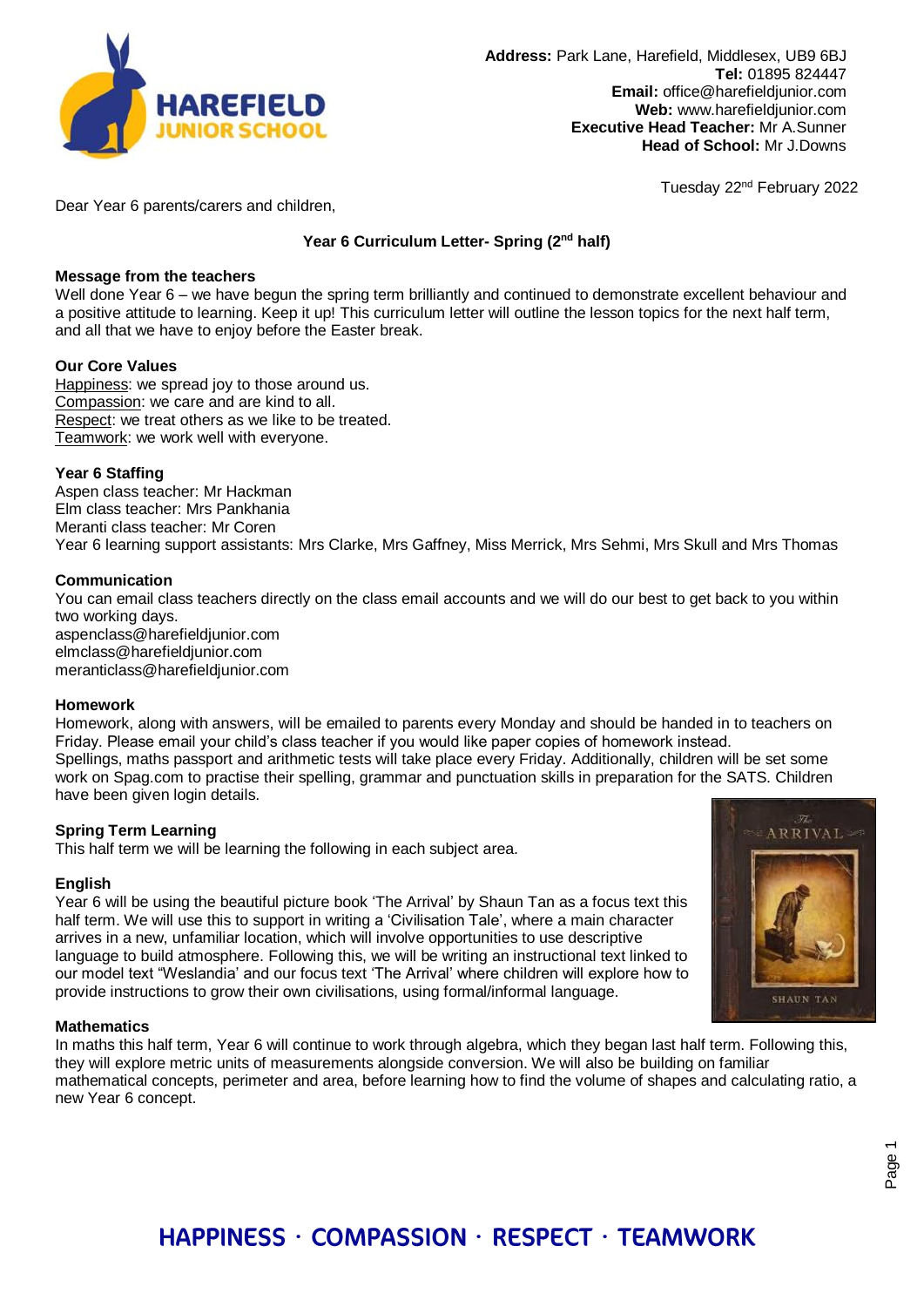HAREFIELD JUNIOR SCHOOL

**Address:** Park Lane, Harefield, Middlesex, UB9 6BJ
**Tel:** 01895 824447
**Email:** office@harefieldjunior.com
**Web:** www.harefieldjunior.com
**Executive Head Teacher:** Mr A.Sunner
**Head of School:** Mr J.Downs

Tuesday 22nd February 2022

Dear Year 6 parents/carers and children,

## Year 6 Curriculum Letter- Spring (2nd half)

**Message from the teachers**

Well done Year 6 – we have begun the spring term brilliantly and continued to demonstrate excellent behaviour and a positive attitude to learning. Keep it up! This curriculum letter will outline the lesson topics for the next half term, and all that we have to enjoy before the Easter break.

**Our Core Values**

Happiness: we spread joy to those around us.
Compassion: we care and are kind to all.
Respect: we treat others as we like to be treated.
Teamwork: we work well with everyone.

**Year 6 Staffing**

Aspen class teacher: Mr Hackman
Elm class teacher: Mrs Pankhania
Meranti class teacher: Mr Coren
Year 6 learning support assistants: Mrs Clarke, Mrs Gaffney, Miss Merrick, Mrs Sehmi, Mrs Skull and Mrs Thomas

**Communication**

You can email class teachers directly on the class email accounts and we will do our best to get back to you within two working days.
aspenclass@harefieldjunior.com
elmclass@harefieldjunior.com
meranticlass@harefieldjunior.com

**Homework**

Homework, along with answers, will be emailed to parents every Monday and should be handed in to teachers on Friday. Please email your child's class teacher if you would like paper copies of homework instead.
Spellings, maths passport and arithmetic tests will take place every Friday. Additionally, children will be set some work on Spag.com to practise their spelling, grammar and punctuation skills in preparation for the SATS. Children have been given login details.

**Spring Term Learning**

This half term we will be learning the following in each subject area.

**English**

Year 6 will be using the beautiful picture book 'The Arrival' by Shaun Tan as a focus text this half term. We will use this to support in writing a 'Civilisation Tale', where a main character arrives in a new, unfamiliar location, which will involve opportunities to use descriptive language to build atmosphere. Following this, we will be writing an instructional text linked to our model text "Weslandia' and our focus text 'The Arrival' where children will explore how to provide instructions to grow their own civilisations, using formal/informal language.

**Mathematics**

In maths this half term, Year 6 will continue to work through algebra, which they began last half term. Following this, they will explore metric units of measurements alongside conversion. We will also be building on familiar mathematical concepts, perimeter and area, before learning how to find the volume of shapes and calculating ratio, a new Year 6 concept.

HAPPINESS · COMPASSION · RESPECT · TEAMWORK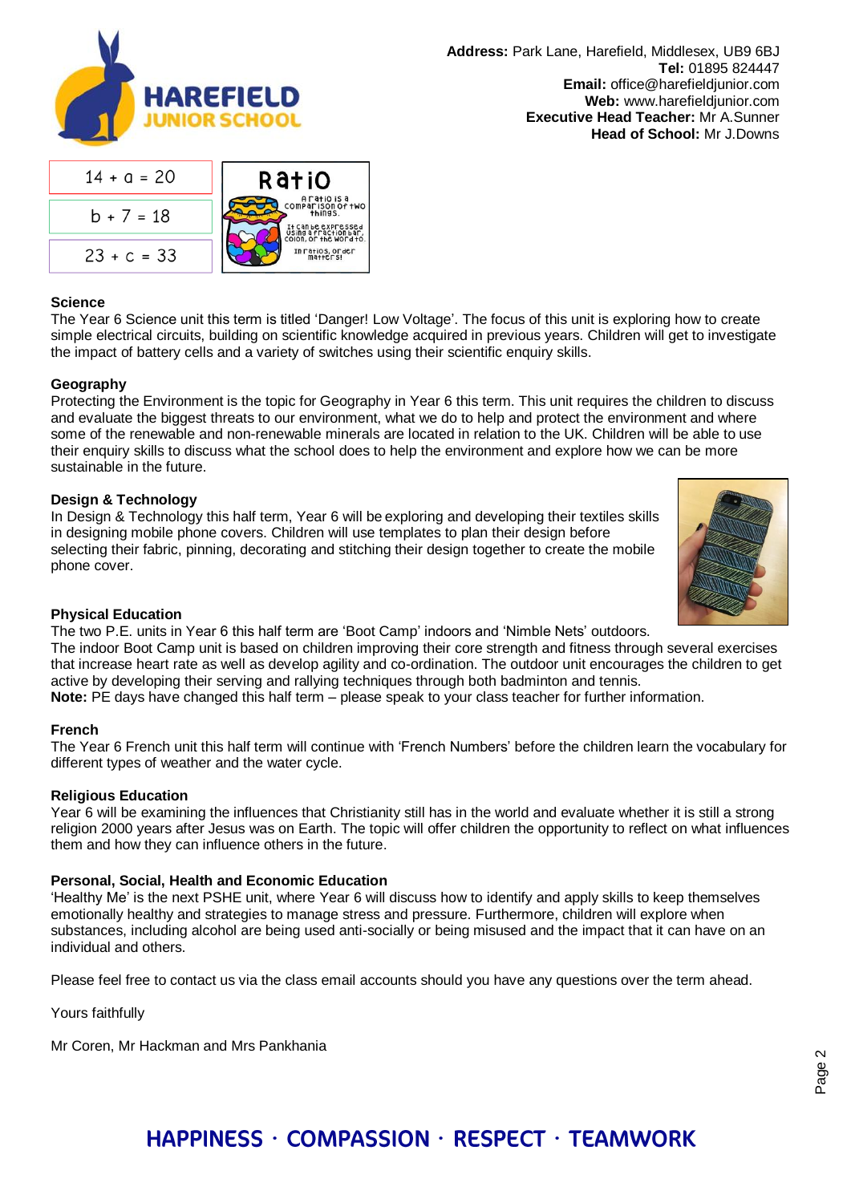**Address:** Park Lane, Harefield, Middlesex, UB9 6BJ
**Tel:** 01895 824447
**Email:** office@harefieldjunior.com
**Web:** www.harefieldjunior.com
**Executive Head Teacher:** Mr A.Sunner
**Head of School:** Mr J.Downs

$14 + a = 20$

$b + 7 = 18$

$23 + c = 33$

Ratio

A ratio is a comparison of two things.

It can be expressed using a fraction bar, colon, or the word to.

In ratios, order matters!

**Science**

The Year 6 Science unit this term is titled 'Danger! Low Voltage'. The focus of this unit is exploring how to create simple electrical circuits, building on scientific knowledge acquired in previous years. Children will get to investigate the impact of battery cells and a variety of switches using their scientific enquiry skills.

**Geography**

Protecting the Environment is the topic for Geography in Year 6 this term. This unit requires the children to discuss and evaluate the biggest threats to our environment, what we do to help and protect the environment and where some of the renewable and non-renewable minerals are located in relation to the UK. Children will be able to use their enquiry skills to discuss what the school does to help the environment and explore how we can be more sustainable in the future.

**Design & Technology**

In Design & Technology this half term, Year 6 will be exploring and developing their textiles skills in designing mobile phone covers. Children will use templates to plan their design before selecting their fabric, pinning, decorating and stitching their design together to create the mobile phone cover.

**Physical Education**

The two P.E. units in Year 6 this half term are 'Boot Camp' indoors and 'Nimble Nets' outdoors.
The indoor Boot Camp unit is based on children improving their core strength and fitness through several exercises that increase heart rate as well as develop agility and co-ordination. The outdoor unit encourages the children to get active by developing their serving and rallying techniques through both badminton and tennis.
**Note:** PE days have changed this half term – please speak to your class teacher for further information.

**French**

The Year 6 French unit this half term will continue with 'French Numbers' before the children learn the vocabulary for different types of weather and the water cycle.

**Religious Education**

Year 6 will be examining the influences that Christianity still has in the world and evaluate whether it is still a strong religion 2000 years after Jesus was on Earth. The topic will offer children the opportunity to reflect on what influences them and how they can influence others in the future.

**Personal, Social, Health and Economic Education**

'Healthy Me' is the next PSHE unit, where Year 6 will discuss how to identify and apply skills to keep themselves emotionally healthy and strategies to manage stress and pressure. Furthermore, children will explore when substances, including alcohol are being used anti-socially or being misused and the impact that it can have on an individual and others.

Please feel free to contact us via the class email accounts should you have any questions over the term ahead.

Yours faithfully

Mr Coren, Mr Hackman and Mrs Pankhania

**HAPPINESS · COMPASSION · RESPECT · TEAMWORK**